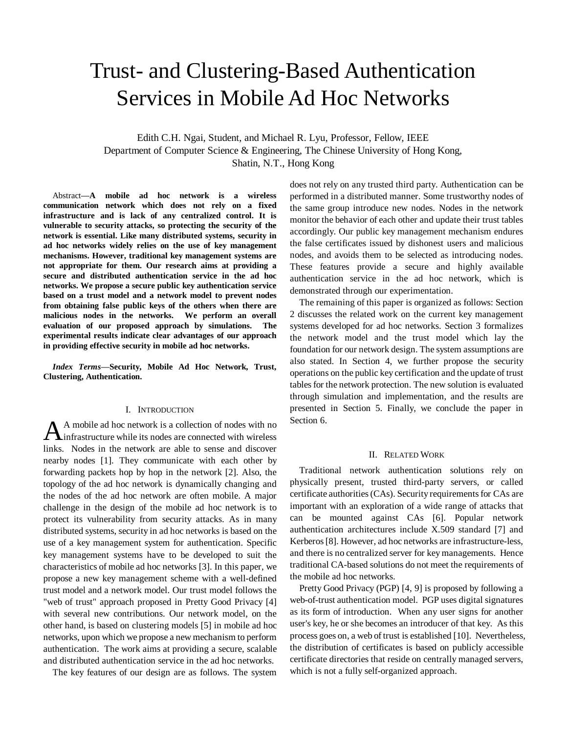# Trust- and Clustering-Based Authentication Services in Mobile Ad Hoc Networks

Edith C.H. Ngai, Student, and Michael R. Lyu, Professor, Fellow, IEEE
Department of Computer Science & Engineering, The Chinese University of Hong Kong, Shatin, N.T., Hong Kong

*Abstract*—**A mobile ad hoc network is a wireless communication network which does not rely on a fixed infrastructure and is lack of any centralized control. It is vulnerable to security attacks, so protecting the security of the network is essential. Like many distributed systems, security in ad hoc networks widely relies on the use of key management mechanisms. However, traditional key management systems are not appropriate for them. Our research aims at providing a secure and distributed authentication service in the ad hoc networks. We propose a secure public key authentication service based on a trust model and a network model to prevent nodes from obtaining false public keys of the others when there are malicious nodes in the networks. We perform an overall evaluation of our proposed approach by simulations. The experimental results indicate clear advantages of our approach in providing effective security in mobile ad hoc networks.**

***Index Terms*—Security, Mobile Ad Hoc Network, Trust, Clustering, Authentication.**

## I. Introduction

A A mobile ad hoc network is a collection of nodes with no infrastructure while its nodes are connected with wireless links. Nodes in the network are able to sense and discover nearby nodes [1]. They communicate with each other by forwarding packets hop by hop in the network [2]. Also, the topology of the ad hoc network is dynamically changing and the nodes of the ad hoc network are often mobile. A major challenge in the design of the mobile ad hoc network is to protect its vulnerability from security attacks. As in many distributed systems, security in ad hoc networks is based on the use of a key management system for authentication. Specific key management systems have to be developed to suit the characteristics of mobile ad hoc networks [3]. In this paper, we propose a new key management scheme with a well-defined trust model and a network model. Our trust model follows the "web of trust" approach proposed in Pretty Good Privacy [4] with several new contributions. Our network model, on the other hand, is based on clustering models [5] in mobile ad hoc networks, upon which we propose a new mechanism to perform authentication. The work aims at providing a secure, scalable and distributed authentication service in the ad hoc networks.

The key features of our design are as follows. The system does not rely on any trusted third party. Authentication can be performed in a distributed manner. Some trustworthy nodes of the same group introduce new nodes. Nodes in the network monitor the behavior of each other and update their trust tables accordingly. Our public key management mechanism endures the false certificates issued by dishonest users and malicious nodes, and avoids them to be selected as introducing nodes. These features provide a secure and highly available authentication service in the ad hoc network, which is demonstrated through our experimentation.

The remaining of this paper is organized as follows: Section 2 discusses the related work on the current key management systems developed for ad hoc networks. Section 3 formalizes the network model and the trust model which lay the foundation for our network design. The system assumptions are also stated. In Section 4, we further propose the security operations on the public key certification and the update of trust tables for the network protection. The new solution is evaluated through simulation and implementation, and the results are presented in Section 5. Finally, we conclude the paper in Section 6.

## II. Related Work

Traditional network authentication solutions rely on physically present, trusted third-party servers, or called certificate authorities (CAs). Security requirements for CAs are important with an exploration of a wide range of attacks that can be mounted against CAs [6]. Popular network authentication architectures include X.509 standard [7] and Kerberos [8]. However, ad hoc networks are infrastructure-less, and there is no centralized server for key managements. Hence traditional CA-based solutions do not meet the requirements of the mobile ad hoc networks.

Pretty Good Privacy (PGP) [4, 9] is proposed by following a web-of-trust authentication model. PGP uses digital signatures as its form of introduction. When any user signs for another user's key, he or she becomes an introducer of that key. As this process goes on, a web of trust is established [10]. Nevertheless, the distribution of certificates is based on publicly accessible certificate directories that reside on centrally managed servers, which is not a fully self-organized approach.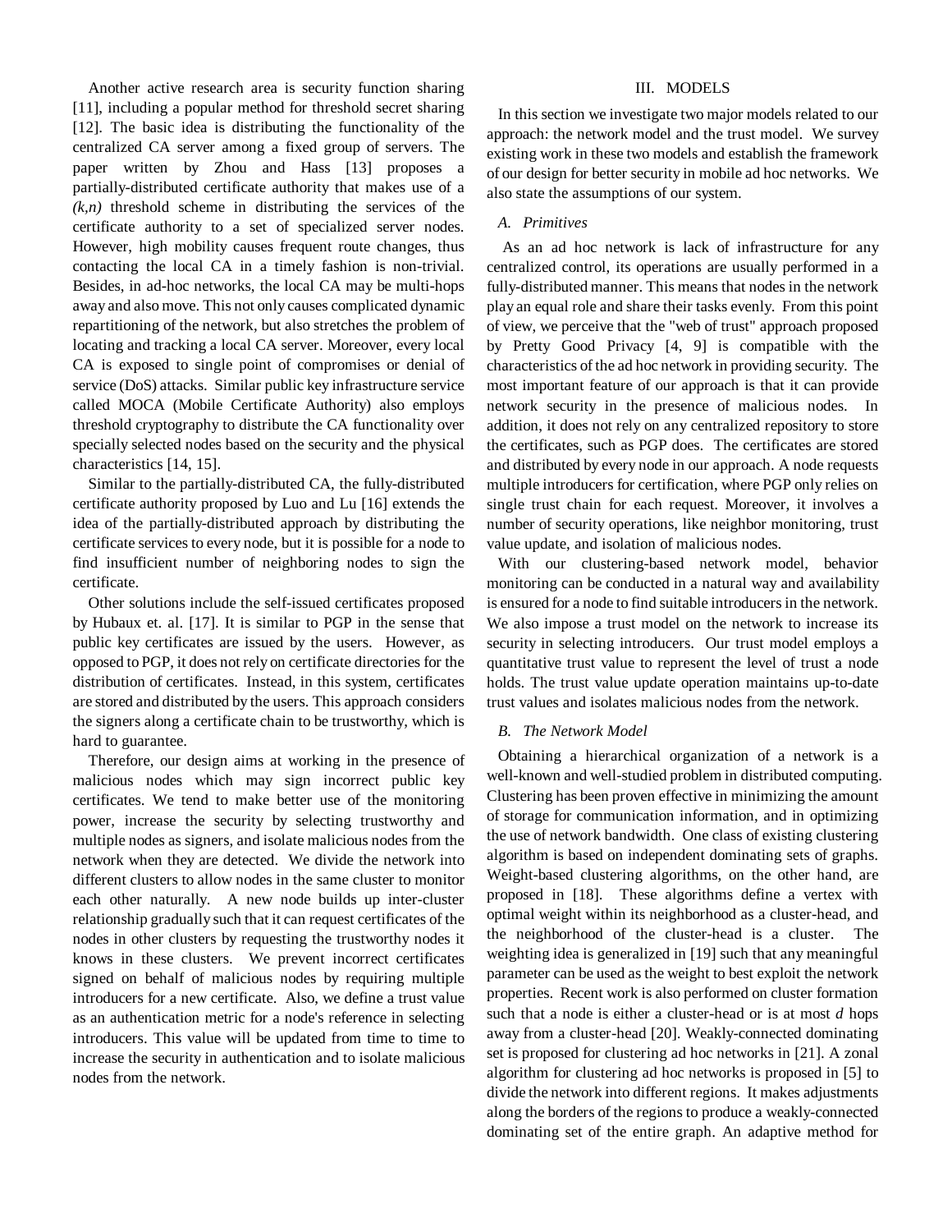Another active research area is security function sharing [11], including a popular method for threshold secret sharing [12]. The basic idea is distributing the functionality of the centralized CA server among a fixed group of servers. The paper written by Zhou and Hass [13] proposes a partially-distributed certificate authority that makes use of a *(k,n)* threshold scheme in distributing the services of the certificate authority to a set of specialized server nodes. However, high mobility causes frequent route changes, thus contacting the local CA in a timely fashion is non-trivial. Besides, in ad-hoc networks, the local CA may be multi-hops away and also move. This not only causes complicated dynamic repartitioning of the network, but also stretches the problem of locating and tracking a local CA server. Moreover, every local CA is exposed to single point of compromises or denial of service (DoS) attacks. Similar public key infrastructure service called MOCA (Mobile Certificate Authority) also employs threshold cryptography to distribute the CA functionality over specially selected nodes based on the security and the physical characteristics [14, 15].

Similar to the partially-distributed CA, the fully-distributed certificate authority proposed by Luo and Lu [16] extends the idea of the partially-distributed approach by distributing the certificate services to every node, but it is possible for a node to find insufficient number of neighboring nodes to sign the certificate.

Other solutions include the self-issued certificates proposed by Hubaux et. al. [17]. It is similar to PGP in the sense that public key certificates are issued by the users. However, as opposed to PGP, it does not rely on certificate directories for the distribution of certificates. Instead, in this system, certificates are stored and distributed by the users. This approach considers the signers along a certificate chain to be trustworthy, which is hard to guarantee.

Therefore, our design aims at working in the presence of malicious nodes which may sign incorrect public key certificates. We tend to make better use of the monitoring power, increase the security by selecting trustworthy and multiple nodes as signers, and isolate malicious nodes from the network when they are detected. We divide the network into different clusters to allow nodes in the same cluster to monitor each other naturally. A new node builds up inter-cluster relationship gradually such that it can request certificates of the nodes in other clusters by requesting the trustworthy nodes it knows in these clusters. We prevent incorrect certificates signed on behalf of malicious nodes by requiring multiple introducers for a new certificate. Also, we define a trust value as an authentication metric for a node's reference in selecting introducers. This value will be updated from time to time to increase the security in authentication and to isolate malicious nodes from the network.

## III. MODELS

In this section we investigate two major models related to our approach: the network model and the trust model. We survey existing work in these two models and establish the framework of our design for better security in mobile ad hoc networks. We also state the assumptions of our system.

### *A. Primitives*

As an ad hoc network is lack of infrastructure for any centralized control, its operations are usually performed in a fully-distributed manner. This means that nodes in the network play an equal role and share their tasks evenly. From this point of view, we perceive that the "web of trust" approach proposed by Pretty Good Privacy [4, 9] is compatible with the characteristics of the ad hoc network in providing security. The most important feature of our approach is that it can provide network security in the presence of malicious nodes. In addition, it does not rely on any centralized repository to store the certificates, such as PGP does. The certificates are stored and distributed by every node in our approach. A node requests multiple introducers for certification, where PGP only relies on single trust chain for each request. Moreover, it involves a number of security operations, like neighbor monitoring, trust value update, and isolation of malicious nodes.

With our clustering-based network model, behavior monitoring can be conducted in a natural way and availability is ensured for a node to find suitable introducers in the network. We also impose a trust model on the network to increase its security in selecting introducers. Our trust model employs a quantitative trust value to represent the level of trust a node holds. The trust value update operation maintains up-to-date trust values and isolates malicious nodes from the network.

### *B. The Network Model*

Obtaining a hierarchical organization of a network is a well-known and well-studied problem in distributed computing. Clustering has been proven effective in minimizing the amount of storage for communication information, and in optimizing the use of network bandwidth. One class of existing clustering algorithm is based on independent dominating sets of graphs. Weight-based clustering algorithms, on the other hand, are proposed in [18]. These algorithms define a vertex with optimal weight within its neighborhood as a cluster-head, and the neighborhood of the cluster-head is a cluster. The weighting idea is generalized in [19] such that any meaningful parameter can be used as the weight to best exploit the network properties. Recent work is also performed on cluster formation such that a node is either a cluster-head or is at most *d* hops away from a cluster-head [20]. Weakly-connected dominating set is proposed for clustering ad hoc networks in [21]. A zonal algorithm for clustering ad hoc networks is proposed in [5] to divide the network into different regions. It makes adjustments along the borders of the regions to produce a weakly-connected dominating set of the entire graph. An adaptive method for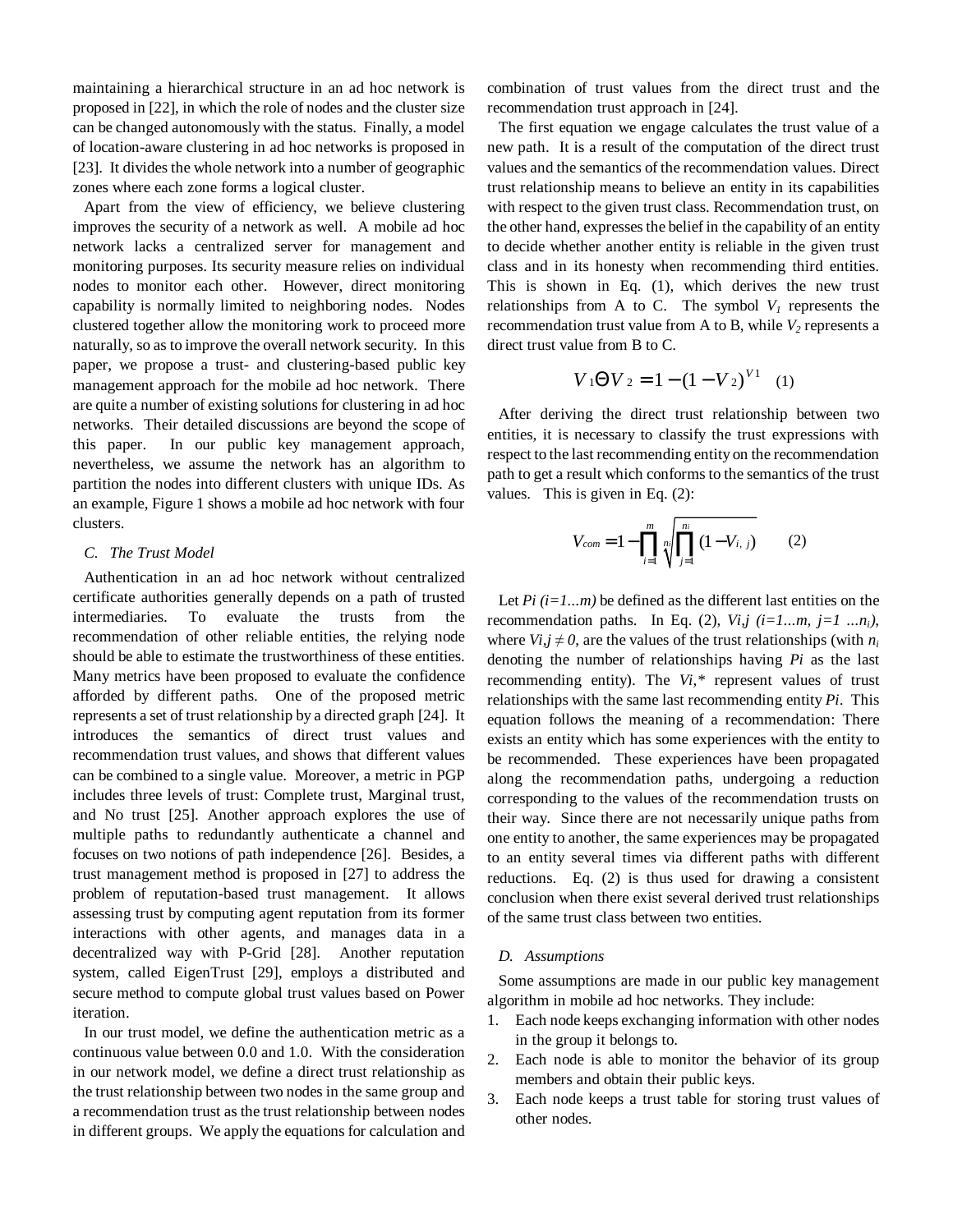maintaining a hierarchical structure in an ad hoc network is proposed in [22], in which the role of nodes and the cluster size can be changed autonomously with the status. Finally, a model of location-aware clustering in ad hoc networks is proposed in [23]. It divides the whole network into a number of geographic zones where each zone forms a logical cluster.

Apart from the view of efficiency, we believe clustering improves the security of a network as well. A mobile ad hoc network lacks a centralized server for management and monitoring purposes. Its security measure relies on individual nodes to monitor each other. However, direct monitoring capability is normally limited to neighboring nodes. Nodes clustered together allow the monitoring work to proceed more naturally, so as to improve the overall network security. In this paper, we propose a trust- and clustering-based public key management approach for the mobile ad hoc network. There are quite a number of existing solutions for clustering in ad hoc networks. Their detailed discussions are beyond the scope of this paper. In our public key management approach, nevertheless, we assume the network has an algorithm to partition the nodes into different clusters with unique IDs. As an example, Figure 1 shows a mobile ad hoc network with four clusters.

### *C. The Trust Model*

Authentication in an ad hoc network without centralized certificate authorities generally depends on a path of trusted intermediaries. To evaluate the trusts from the recommendation of other reliable entities, the relying node should be able to estimate the trustworthiness of these entities. Many metrics have been proposed to evaluate the confidence afforded by different paths. One of the proposed metric represents a set of trust relationship by a directed graph [24]. It introduces the semantics of direct trust values and recommendation trust values, and shows that different values can be combined to a single value. Moreover, a metric in PGP includes three levels of trust: Complete trust, Marginal trust, and No trust [25]. Another approach explores the use of multiple paths to redundantly authenticate a channel and focuses on two notions of path independence [26]. Besides, a trust management method is proposed in [27] to address the problem of reputation-based trust management. It allows assessing trust by computing agent reputation from its former interactions with other agents, and manages data in a decentralized way with P-Grid [28]. Another reputation system, called EigenTrust [29], employs a distributed and secure method to compute global trust values based on Power iteration.

In our trust model, we define the authentication metric as a continuous value between 0.0 and 1.0. With the consideration in our network model, we define a direct trust relationship as the trust relationship between two nodes in the same group and a recommendation trust as the trust relationship between nodes in different groups. We apply the equations for calculation and combination of trust values from the direct trust and the recommendation trust approach in [24].

The first equation we engage calculates the trust value of a new path. It is a result of the computation of the direct trust values and the semantics of the recommendation values. Direct trust relationship means to believe an entity in its capabilities with respect to the given trust class. Recommendation trust, on the other hand, expresses the belief in the capability of an entity to decide whether another entity is reliable in the given trust class and in its honesty when recommending third entities. This is shown in Eq. (1), which derives the new trust relationships from A to C. The symbol $V_1$ represents the recommendation trust value from A to B, while $V_2$ represents a direct trust value from B to C.

$$V_1 \Theta V_2 = 1 - (1 - V_2)^{V_1} \quad (1)$$

After deriving the direct trust relationship between two entities, it is necessary to classify the trust expressions with respect to the last recommending entity on the recommendation path to get a result which conforms to the semantics of the trust values. This is given in Eq. (2):

$$V_{com} = 1 - \prod_{i=1}^{m} \sqrt[n_i]{\prod_{j=1}^{n_i} (1 - V_{i,j})} \quad (2)$$

Let $P_i$ $(i=1...m)$ be defined as the different last entities on the recommendation paths. In Eq. (2), $V_{i,j}$ $(i=1...m,\ j=1\ ...n_i)$, where $V_{i,j} \neq 0$, are the values of the trust relationships (with $n_i$ denoting the number of relationships having $P_i$ as the last recommending entity). The $V_{i,*}$ represent values of trust relationships with the same last recommending entity $P_i$. This equation follows the meaning of a recommendation: There exists an entity which has some experiences with the entity to be recommended. These experiences have been propagated along the recommendation paths, undergoing a reduction corresponding to the values of the recommendation trusts on their way. Since there are not necessarily unique paths from one entity to another, the same experiences may be propagated to an entity several times via different paths with different reductions. Eq. (2) is thus used for drawing a consistent conclusion when there exist several derived trust relationships of the same trust class between two entities.

### *D. Assumptions*

Some assumptions are made in our public key management algorithm in mobile ad hoc networks. They include:

1. Each node keeps exchanging information with other nodes in the group it belongs to.
2. Each node is able to monitor the behavior of its group members and obtain their public keys.
3. Each node keeps a trust table for storing trust values of other nodes.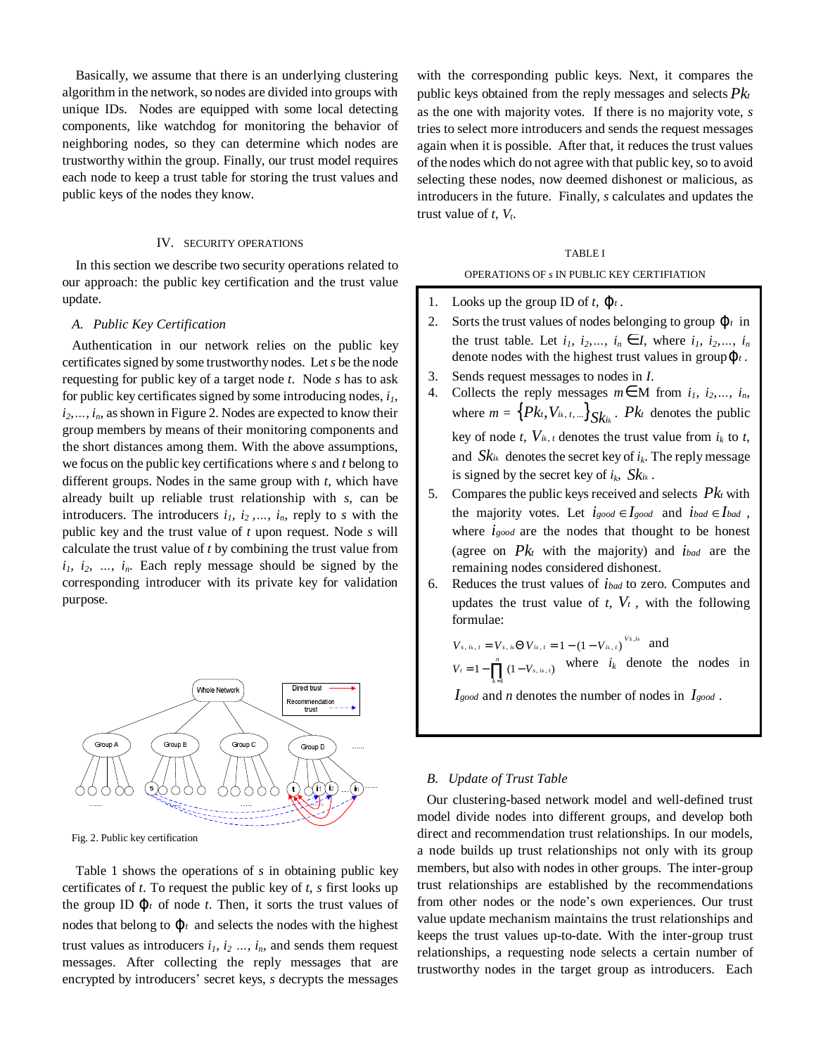Basically, we assume that there is an underlying clustering algorithm in the network, so nodes are divided into groups with unique IDs. Nodes are equipped with some local detecting components, like watchdog for monitoring the behavior of neighboring nodes, so they can determine which nodes are trustworthy within the group. Finally, our trust model requires each node to keep a trust table for storing the trust values and public keys of the nodes they know.

## IV. SECURITY OPERATIONS

In this section we describe two security operations related to our approach: the public key certification and the trust value update.

### A. Public Key Certification

Authentication in our network relies on the public key certificates signed by some trustworthy nodes. Let *s* be the node requesting for public key of a target node *t*. Node *s* has to ask for public key certificates signed by some introducing nodes, $i_1$, $i_2$,..., $i_n$, as shown in Figure 2. Nodes are expected to know their group members by means of their monitoring components and the short distances among them. With the above assumptions, we focus on the public key certifications where *s* and *t* belong to different groups. Nodes in the same group with *t*, which have already built up reliable trust relationship with *s*, can be introducers. The introducers $i_1$, $i_2$ ,..., $i_n$, reply to *s* with the public key and the trust value of *t* upon request. Node *s* will calculate the trust value of *t* by combining the trust value from $i_1$, $i_2$, ..., $i_n$. Each reply message should be signed by the corresponding introducer with its private key for validation purpose.

Fig. 2. Public key certification

Table 1 shows the operations of *s* in obtaining public key certificates of *t*. To request the public key of *t*, *s* first looks up the group ID $\varphi_t$ of node *t*. Then, it sorts the trust values of nodes that belong to $\varphi_t$ and selects the nodes with the highest trust values as introducers $i_1$, $i_2$ ..., $i_n$, and sends them request messages. After collecting the reply messages that are encrypted by introducers' secret keys, *s* decrypts the messages with the corresponding public keys. Next, it compares the public keys obtained from the reply messages and selects $Pk_t$ as the one with majority votes. If there is no majority vote, *s* tries to select more introducers and sends the request messages again when it is possible. After that, it reduces the trust values of the nodes which do not agree with that public key, so to avoid selecting these nodes, now deemed dishonest or malicious, as introducers in the future. Finally, *s* calculates and updates the trust value of *t*, $V_t$.

TABLE I

OPERATIONS OF *s* IN PUBLIC KEY CERTIFIATION

1. Looks up the group ID of *t*, $\varphi_t$.
2. Sorts the trust values of nodes belonging to group $\varphi_t$ in the trust table. Let $i_1$, $i_2$,..., $i_n \in I$, where $i_1$, $i_2$,..., $i_n$ denote nodes with the highest trust values in group $\varphi_t$.
3. Sends request messages to nodes in *I*.
4. Collects the reply messages $m \in$ M from $i_1$, $i_2$,..., $i_n$, where $m = \{Pk_t, V_{i_k,t}, ...\}_{Sk_{i_k}}$. $Pk_t$ denotes the public key of node *t*, $V_{i_k,t}$ denotes the trust value from $i_k$ to *t*, and $Sk_{i_k}$ denotes the secret key of $i_k$. The reply message is signed by the secret key of $i_k$, $Sk_{i_k}$.
5. Compares the public keys received and selects $Pk_t$ with the majority votes. Let $i_{good} \in I_{good}$ and $i_{bad} \in I_{bad}$, where $i_{good}$ are the nodes that thought to be honest (agree on $Pk_t$ with the majority) and $i_{bad}$ are the remaining nodes considered dishonest.
6. Reduces the trust values of $i_{bad}$ to zero. Computes and updates the trust value of *t*, $V_t$, with the following formulae:

   $V_{s,i_k,t} = V_{s,i_k} \ominus V_{i_k,t} = 1-(1-V_{i_k,t})^{V_{s,i_k}}$ and

   $V_t = 1-\prod_{k=1}^{n}(1-V_{s,i_k,t})$ where $i_k$ denote the nodes in $I_{good}$ and *n* denotes the number of nodes in $I_{good}$.

### B. Update of Trust Table

Our clustering-based network model and well-defined trust model divide nodes into different groups, and develop both direct and recommendation trust relationships. In our models, a node builds up trust relationships not only with its group members, but also with nodes in other groups. The inter-group trust relationships are established by the recommendations from other nodes or the node's own experiences. Our trust value update mechanism maintains the trust relationships and keeps the trust values up-to-date. With the inter-group trust relationships, a requesting node selects a certain number of trustworthy nodes in the target group as introducers. Each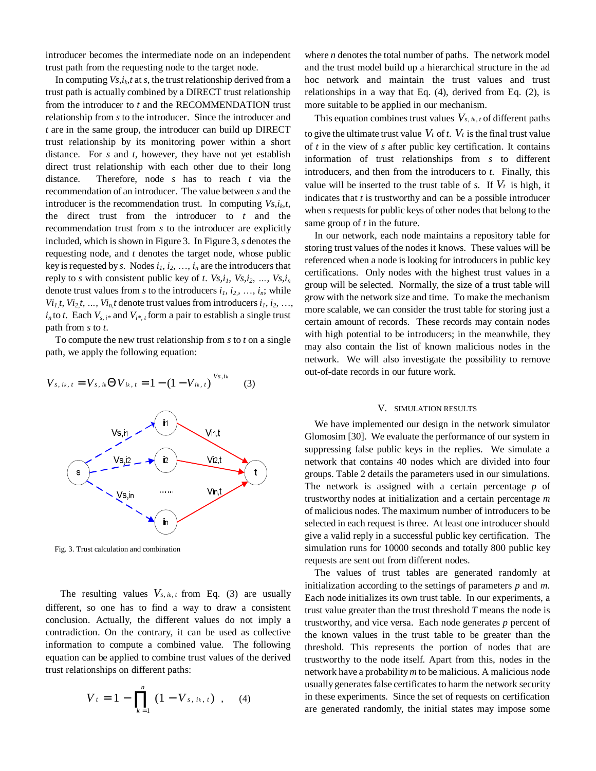introducer becomes the intermediate node on an independent trust path from the requesting node to the target node.

In computing $V_{s,i_k,t}$ at $s$, the trust relationship derived from a trust path is actually combined by a DIRECT trust relationship from the introducer to $t$ and the RECOMMENDATION trust relationship from $s$ to the introducer. Since the introducer and $t$ are in the same group, the introducer can build up DIRECT trust relationship by its monitoring power within a short distance. For $s$ and $t$, however, they have not yet establish direct trust relationship with each other due to their long distance. Therefore, node $s$ has to reach $t$ via the recommendation of an introducer. The value between $s$ and the introducer is the recommendation trust. In computing $V_{s,i_k,t}$, the direct trust from the introducer to $t$ and the recommendation trust from $s$ to the introducer are explicitly included, which is shown in Figure 3. In Figure 3, $s$ denotes the requesting node, and $t$ denotes the target node, whose public key is requested by $s$. Nodes $i_1, i_2, \ldots, i_n$ are the introducers that reply to $s$ with consistent public key of $t$. $V_{s,i_1}, V_{s,i_2}, \ldots, V_{s,i_n}$ denote trust values from $s$ to the introducers $i_1, i_2, \ldots, i_n$; while $V_{i_1,t}, V_{i_2,t}, \ldots, V_{i_n,t}$ denote trust values from introducers $i_1, i_2, \ldots, i_n$ to $t$. Each $V_{s,i^*}$ and $V_{i^*,t}$ form a pair to establish a single trust path from $s$ to $t$.

To compute the new trust relationship from $s$ to $t$ on a single path, we apply the following equation:

$$V_{s,i_k,t} = V_{s,i_k} \Theta V_{i_k,t} = 1 - (1 - V_{i_k,t})^{V_{s,i_k}} \qquad (3)$$

Fig. 3. Trust calculation and combination

The resulting values $V_{s,i_k,t}$ from Eq. (3) are usually different, so one has to find a way to draw a consistent conclusion. Actually, the different values do not imply a contradiction. On the contrary, it can be used as collective information to compute a combined value. The following equation can be applied to combine trust values of the derived trust relationships on different paths:

$$V_t = 1 - \prod_{k=1}^{n} (1 - V_{s,i_k,t}) \;, \qquad (4)$$

where $n$ denotes the total number of paths. The network model and the trust model build up a hierarchical structure in the ad hoc network and maintain the trust values and trust relationships in a way that Eq. (4), derived from Eq. (2), is more suitable to be applied in our mechanism.

This equation combines trust values $V_{s,i_k,t}$ of different paths to give the ultimate trust value $V_t$ of $t$. $V_t$ is the final trust value of $t$ in the view of $s$ after public key certification. It contains information of trust relationships from $s$ to different introducers, and then from the introducers to $t$. Finally, this value will be inserted to the trust table of $s$. If $V_t$ is high, it indicates that $t$ is trustworthy and can be a possible introducer when $s$ requests for public keys of other nodes that belong to the same group of $t$ in the future.

In our network, each node maintains a repository table for storing trust values of the nodes it knows. These values will be referenced when a node is looking for introducers in public key certifications. Only nodes with the highest trust values in a group will be selected. Normally, the size of a trust table will grow with the network size and time. To make the mechanism more scalable, we can consider the trust table for storing just a certain amount of records. These records may contain nodes with high potential to be introducers; in the meanwhile, they may also contain the list of known malicious nodes in the network. We will also investigate the possibility to remove out-of-date records in our future work.

## V. Simulation Results

We have implemented our design in the network simulator Glomosim [30]. We evaluate the performance of our system in suppressing false public keys in the replies. We simulate a network that contains 40 nodes which are divided into four groups. Table 2 details the parameters used in our simulations. The network is assigned with a certain percentage $p$ of trustworthy nodes at initialization and a certain percentage $m$ of malicious nodes. The maximum number of introducers to be selected in each request is three. At least one introducer should give a valid reply in a successful public key certification. The simulation runs for 10000 seconds and totally 800 public key requests are sent out from different nodes.

The values of trust tables are generated randomly at initialization according to the settings of parameters $p$ and $m$. Each node initializes its own trust table. In our experiments, a trust value greater than the trust threshold $T$ means the node is trustworthy, and vice versa. Each node generates $p$ percent of the known values in the trust table to be greater than the threshold. This represents the portion of nodes that are trustworthy to the node itself. Apart from this, nodes in the network have a probability $m$ to be malicious. A malicious node usually generates false certificates to harm the network security in these experiments. Since the set of requests on certification are generated randomly, the initial states may impose some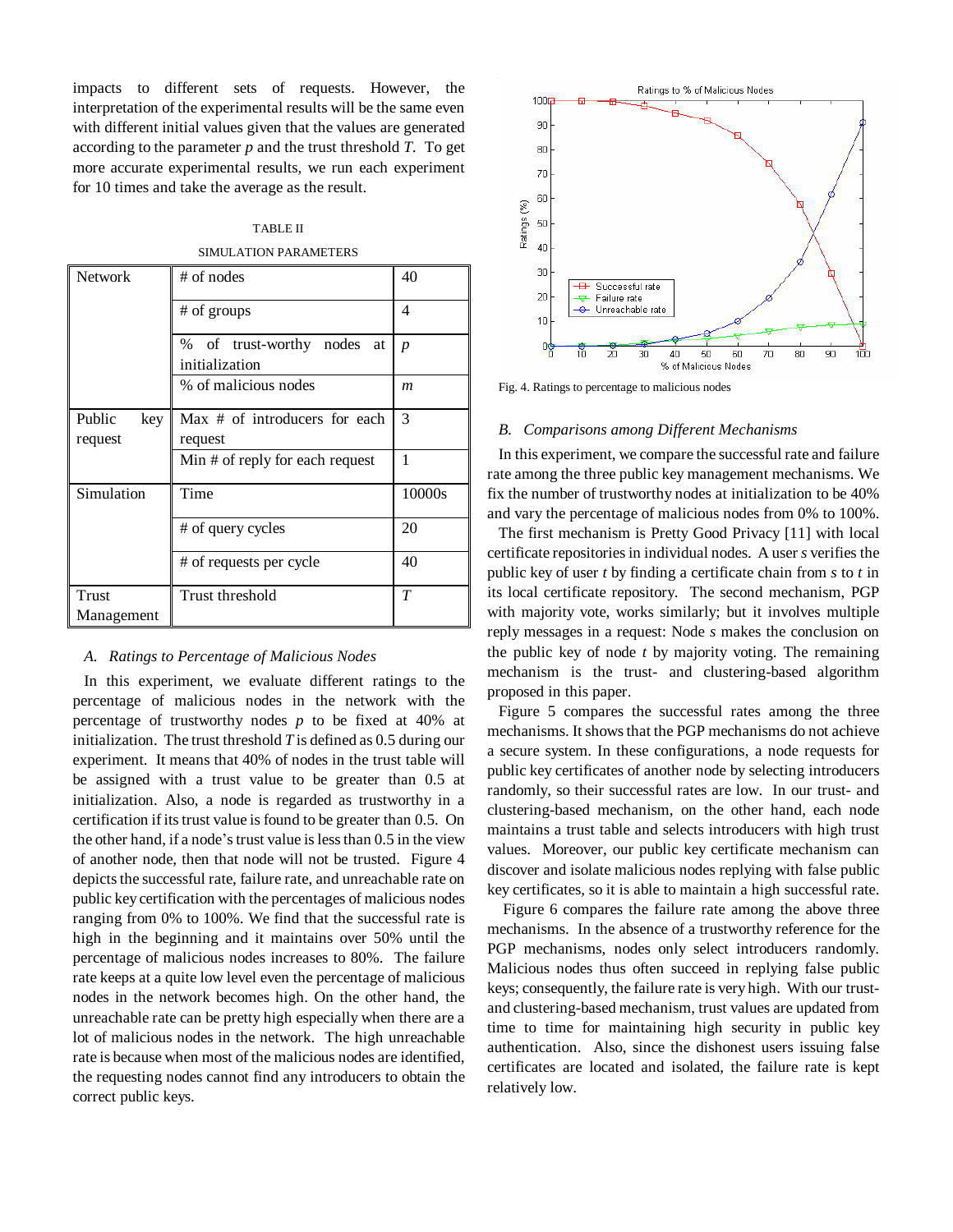impacts to different sets of requests. However, the interpretation of the experimental results will be the same even with different initial values given that the values are generated according to the parameter *p* and the trust threshold *T*. To get more accurate experimental results, we run each experiment for 10 times and take the average as the result.

TABLE II

SIMULATION PARAMETERS

| Network | # of nodes | 40 |
|---|---|---|
| | # of groups | 4 |
| | % of trust-worthy nodes at initialization | *p* |
| | % of malicious nodes | *m* |
| Public key request | Max # of introducers for each request | 3 |
| | Min # of reply for each request | 1 |
| Simulation | Time | 10000s |
| | # of query cycles | 20 |
| | # of requests per cycle | 40 |
| Trust Management | Trust threshold | *T* |

### *A. Ratings to Percentage of Malicious Nodes*

In this experiment, we evaluate different ratings to the percentage of malicious nodes in the network with the percentage of trustworthy nodes *p* to be fixed at 40% at initialization. The trust threshold *T* is defined as 0.5 during our experiment. It means that 40% of nodes in the trust table will be assigned with a trust value to be greater than 0.5 at initialization. Also, a node is regarded as trustworthy in a certification if its trust value is found to be greater than 0.5. On the other hand, if a node's trust value is less than 0.5 in the view of another node, then that node will not be trusted. Figure 4 depicts the successful rate, failure rate, and unreachable rate on public key certification with the percentages of malicious nodes ranging from 0% to 100%. We find that the successful rate is high in the beginning and it maintains over 50% until the percentage of malicious nodes increases to 80%. The failure rate keeps at a quite low level even the percentage of malicious nodes in the network becomes high. On the other hand, the unreachable rate can be pretty high especially when there are a lot of malicious nodes in the network. The high unreachable rate is because when most of the malicious nodes are identified, the requesting nodes cannot find any introducers to obtain the correct public keys.

Fig. 4. Ratings to percentage to malicious nodes

### *B. Comparisons among Different Mechanisms*

In this experiment, we compare the successful rate and failure rate among the three public key management mechanisms. We fix the number of trustworthy nodes at initialization to be 40% and vary the percentage of malicious nodes from 0% to 100%.

The first mechanism is Pretty Good Privacy [11] with local certificate repositories in individual nodes. A user *s* verifies the public key of user *t* by finding a certificate chain from *s* to *t* in its local certificate repository. The second mechanism, PGP with majority vote, works similarly; but it involves multiple reply messages in a request: Node *s* makes the conclusion on the public key of node *t* by majority voting. The remaining mechanism is the trust- and clustering-based algorithm proposed in this paper.

Figure 5 compares the successful rates among the three mechanisms. It shows that the PGP mechanisms do not achieve a secure system. In these configurations, a node requests for public key certificates of another node by selecting introducers randomly, so their successful rates are low. In our trust- and clustering-based mechanism, on the other hand, each node maintains a trust table and selects introducers with high trust values. Moreover, our public key certificate mechanism can discover and isolate malicious nodes replying with false public key certificates, so it is able to maintain a high successful rate.

Figure 6 compares the failure rate among the above three mechanisms. In the absence of a trustworthy reference for the PGP mechanisms, nodes only select introducers randomly. Malicious nodes thus often succeed in replying false public keys; consequently, the failure rate is very high. With our trust- and clustering-based mechanism, trust values are updated from time to time for maintaining high security in public key authentication. Also, since the dishonest users issuing false certificates are located and isolated, the failure rate is kept relatively low.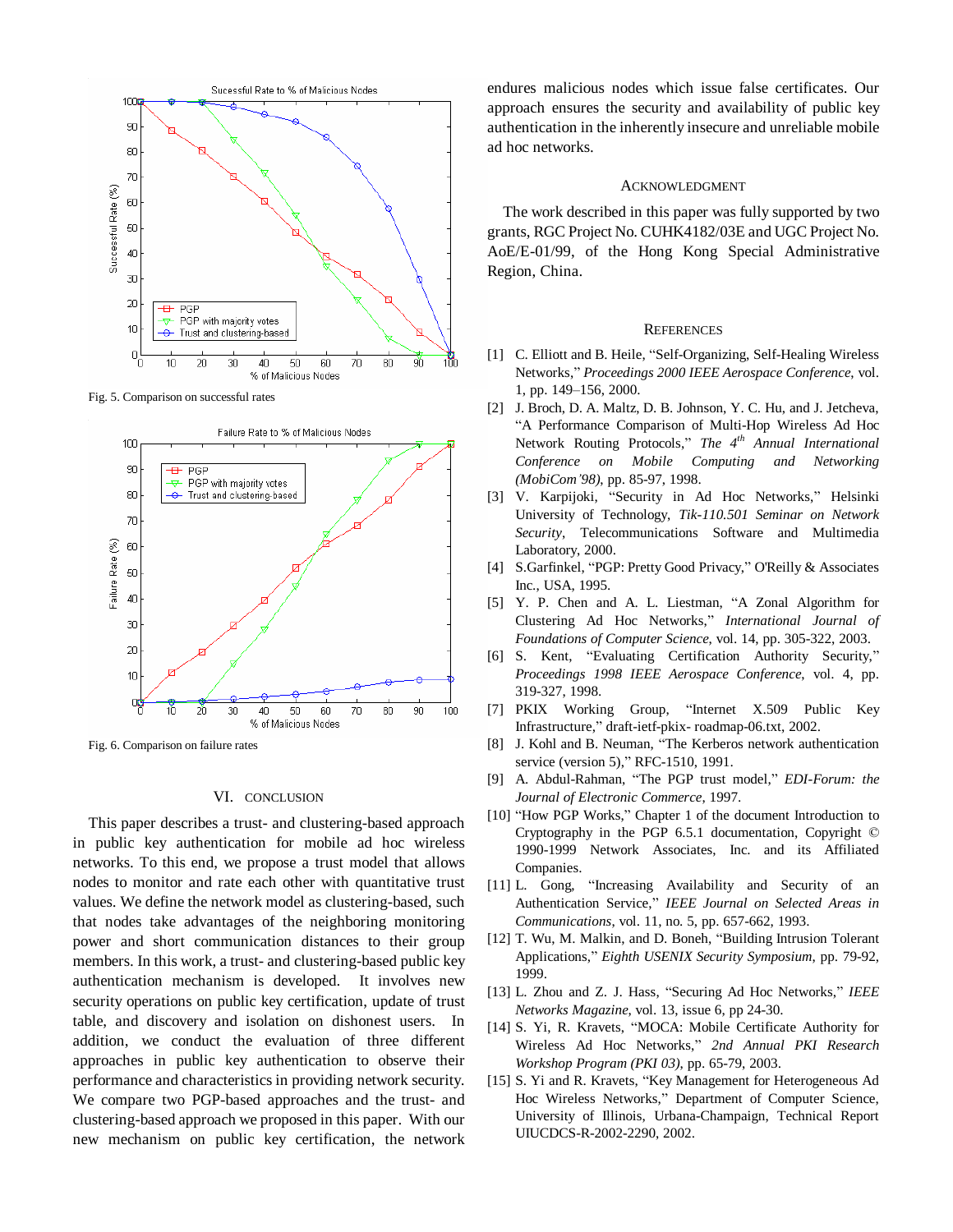Fig. 5. Comparison on successful rates

Fig. 6. Comparison on failure rates

## VI. CONCLUSION

This paper describes a trust- and clustering-based approach in public key authentication for mobile ad hoc wireless networks. To this end, we propose a trust model that allows nodes to monitor and rate each other with quantitative trust values. We define the network model as clustering-based, such that nodes take advantages of the neighboring monitoring power and short communication distances to their group members. In this work, a trust- and clustering-based public key authentication mechanism is developed. It involves new security operations on public key certification, update of trust table, and discovery and isolation on dishonest users. In addition, we conduct the evaluation of three different approaches in public key authentication to observe their performance and characteristics in providing network security. We compare two PGP-based approaches and the trust- and clustering-based approach we proposed in this paper. With our new mechanism on public key certification, the network endures malicious nodes which issue false certificates. Our approach ensures the security and availability of public key authentication in the inherently insecure and unreliable mobile ad hoc networks.

## ACKNOWLEDGMENT

The work described in this paper was fully supported by two grants, RGC Project No. CUHK4182/03E and UGC Project No. AoE/E-01/99, of the Hong Kong Special Administrative Region, China.

## REFERENCES

[1] C. Elliott and B. Heile, "Self-Organizing, Self-Healing Wireless Networks," *Proceedings 2000 IEEE Aerospace Conference*, vol. 1, pp. 149–156, 2000.

[2] J. Broch, D. A. Maltz, D. B. Johnson, Y. C. Hu, and J. Jetcheva, "A Performance Comparison of Multi-Hop Wireless Ad Hoc Network Routing Protocols," *The 4th Annual International Conference on Mobile Computing and Networking (MobiCom'98)*, pp. 85-97, 1998.

[3] V. Karpijoki, "Security in Ad Hoc Networks," Helsinki University of Technology, *Tik-110.501 Seminar on Network Security*, Telecommunications Software and Multimedia Laboratory, 2000.

[4] S.Garfinkel, "PGP: Pretty Good Privacy," O'Reilly & Associates Inc., USA, 1995.

[5] Y. P. Chen and A. L. Liestman, "A Zonal Algorithm for Clustering Ad Hoc Networks," *International Journal of Foundations of Computer Science*, vol. 14, pp. 305-322, 2003.

[6] S. Kent, "Evaluating Certification Authority Security," *Proceedings 1998 IEEE Aerospace Conference*, vol. 4, pp. 319-327, 1998.

[7] PKIX Working Group, "Internet X.509 Public Key Infrastructure," draft-ietf-pkix- roadmap-06.txt, 2002.

[8] J. Kohl and B. Neuman, "The Kerberos network authentication service (version 5)," RFC-1510, 1991.

[9] A. Abdul-Rahman, "The PGP trust model," *EDI-Forum: the Journal of Electronic Commerce*, 1997.

[10] "How PGP Works," Chapter 1 of the document Introduction to Cryptography in the PGP 6.5.1 documentation, Copyright © 1990-1999 Network Associates, Inc. and its Affiliated Companies.

[11] L. Gong, "Increasing Availability and Security of an Authentication Service," *IEEE Journal on Selected Areas in Communications*, vol. 11, no. 5, pp. 657-662, 1993.

[12] T. Wu, M. Malkin, and D. Boneh, "Building Intrusion Tolerant Applications," *Eighth USENIX Security Symposium*, pp. 79-92, 1999.

[13] L. Zhou and Z. J. Hass, "Securing Ad Hoc Networks," *IEEE Networks Magazine*, vol. 13, issue 6, pp 24-30.

[14] S. Yi, R. Kravets, "MOCA: Mobile Certificate Authority for Wireless Ad Hoc Networks," *2nd Annual PKI Research Workshop Program (PKI 03)*, pp. 65-79, 2003.

[15] S. Yi and R. Kravets, "Key Management for Heterogeneous Ad Hoc Wireless Networks," Department of Computer Science, University of Illinois, Urbana-Champaign, Technical Report UIUCDCS-R-2002-2290, 2002.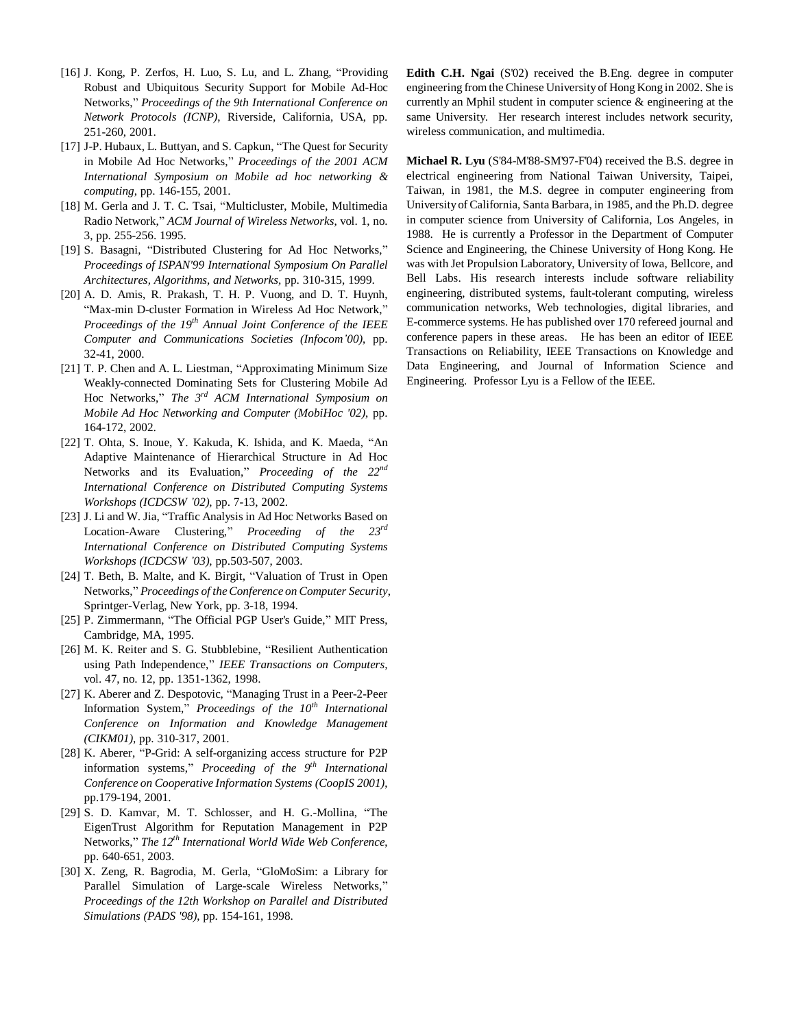[16] J. Kong, P. Zerfos, H. Luo, S. Lu, and L. Zhang, "Providing Robust and Ubiquitous Security Support for Mobile Ad-Hoc Networks," *Proceedings of the 9th International Conference on Network Protocols (ICNP)*, Riverside, California, USA, pp. 251-260, 2001.

[17] J-P. Hubaux, L. Buttyan, and S. Capkun, "The Quest for Security in Mobile Ad Hoc Networks," *Proceedings of the 2001 ACM International Symposium on Mobile ad hoc networking & computing*, pp. 146-155, 2001.

[18] M. Gerla and J. T. C. Tsai, "Multicluster, Mobile, Multimedia Radio Network," *ACM Journal of Wireless Networks*, vol. 1, no. 3, pp. 255-256. 1995.

[19] S. Basagni, "Distributed Clustering for Ad Hoc Networks," *Proceedings of ISPAN'99 International Symposium On Parallel Architectures, Algorithms, and Networks*, pp. 310-315, 1999.

[20] A. D. Amis, R. Prakash, T. H. P. Vuong, and D. T. Huynh, "Max-min D-cluster Formation in Wireless Ad Hoc Network," *Proceedings of the 19th Annual Joint Conference of the IEEE Computer and Communications Societies (Infocom'00)*, pp. 32-41, 2000.

[21] T. P. Chen and A. L. Liestman, "Approximating Minimum Size Weakly-connected Dominating Sets for Clustering Mobile Ad Hoc Networks," *The 3rd ACM International Symposium on Mobile Ad Hoc Networking and Computer (MobiHoc '02)*, pp. 164-172, 2002.

[22] T. Ohta, S. Inoue, Y. Kakuda, K. Ishida, and K. Maeda, "An Adaptive Maintenance of Hierarchical Structure in Ad Hoc Networks and its Evaluation," *Proceeding of the 22nd International Conference on Distributed Computing Systems Workshops (ICDCSW '02)*, pp. 7-13, 2002.

[23] J. Li and W. Jia, "Traffic Analysis in Ad Hoc Networks Based on Location-Aware Clustering," *Proceeding of the 23rd International Conference on Distributed Computing Systems Workshops (ICDCSW '03)*, pp.503-507, 2003.

[24] T. Beth, B. Malte, and K. Birgit, "Valuation of Trust in Open Networks," *Proceedings of the Conference on Computer Security*, Sprintger-Verlag, New York, pp. 3-18, 1994.

[25] P. Zimmermann, "The Official PGP User's Guide," MIT Press, Cambridge, MA, 1995.

[26] M. K. Reiter and S. G. Stubblebine, "Resilient Authentication using Path Independence," *IEEE Transactions on Computers*, vol. 47, no. 12, pp. 1351-1362, 1998.

[27] K. Aberer and Z. Despotovic, "Managing Trust in a Peer-2-Peer Information System," *Proceedings of the 10th International Conference on Information and Knowledge Management (CIKM01)*, pp. 310-317, 2001.

[28] K. Aberer, "P-Grid: A self-organizing access structure for P2P information systems," *Proceeding of the 9th International Conference on Cooperative Information Systems (CoopIS 2001)*, pp.179-194, 2001.

[29] S. D. Kamvar, M. T. Schlosser, and H. G.-Mollina, "The EigenTrust Algorithm for Reputation Management in P2P Networks," *The 12th International World Wide Web Conference*, pp. 640-651, 2003.

[30] X. Zeng, R. Bagrodia, M. Gerla, "GloMoSim: a Library for Parallel Simulation of Large-scale Wireless Networks," *Proceedings of the 12th Workshop on Parallel and Distributed Simulations (PADS '98)*, pp. 154-161, 1998.

**Edith C.H. Ngai** (S'02) received the B.Eng. degree in computer engineering from the Chinese University of Hong Kong in 2002. She is currently an Mphil student in computer science & engineering at the same University. Her research interest includes network security, wireless communication, and multimedia.

**Michael R. Lyu** (S'84-M'88-SM'97-F'04) received the B.S. degree in electrical engineering from National Taiwan University, Taipei, Taiwan, in 1981, the M.S. degree in computer engineering from University of California, Santa Barbara, in 1985, and the Ph.D. degree in computer science from University of California, Los Angeles, in 1988. He is currently a Professor in the Department of Computer Science and Engineering, the Chinese University of Hong Kong. He was with Jet Propulsion Laboratory, University of Iowa, Bellcore, and Bell Labs. His research interests include software reliability engineering, distributed systems, fault-tolerant computing, wireless communication networks, Web technologies, digital libraries, and E-commerce systems. He has published over 170 refereed journal and conference papers in these areas. He has been an editor of IEEE Transactions on Reliability, IEEE Transactions on Knowledge and Data Engineering, and Journal of Information Science and Engineering. Professor Lyu is a Fellow of the IEEE.